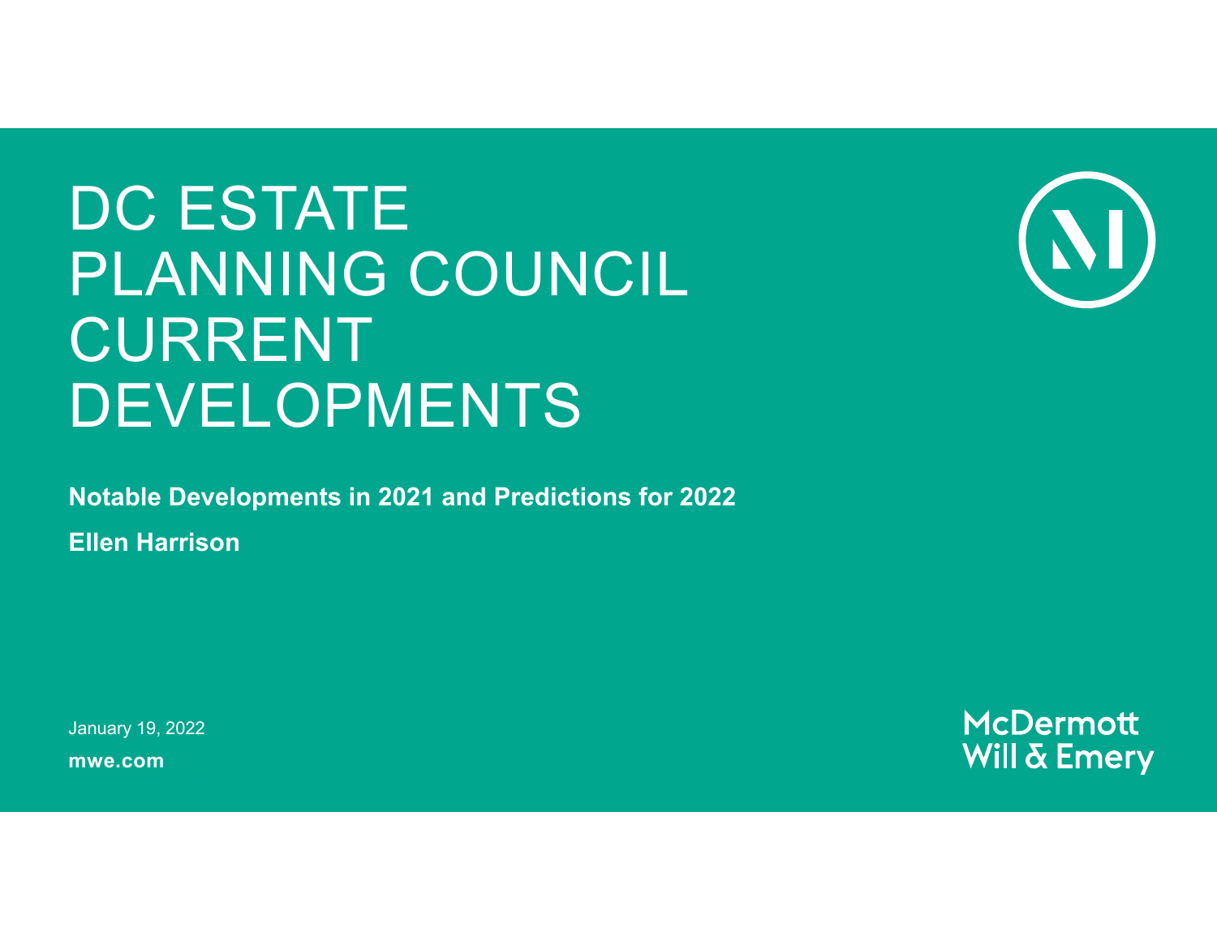# DC ESTATE PLANNING COUNCIL CURRENT DEVELOPMENTS

**Notable Developments in 2021 and Predictions for 2022**

**Ellen Harrison**

January 19, 2022

**mwe.com**

McDermott Will & Emery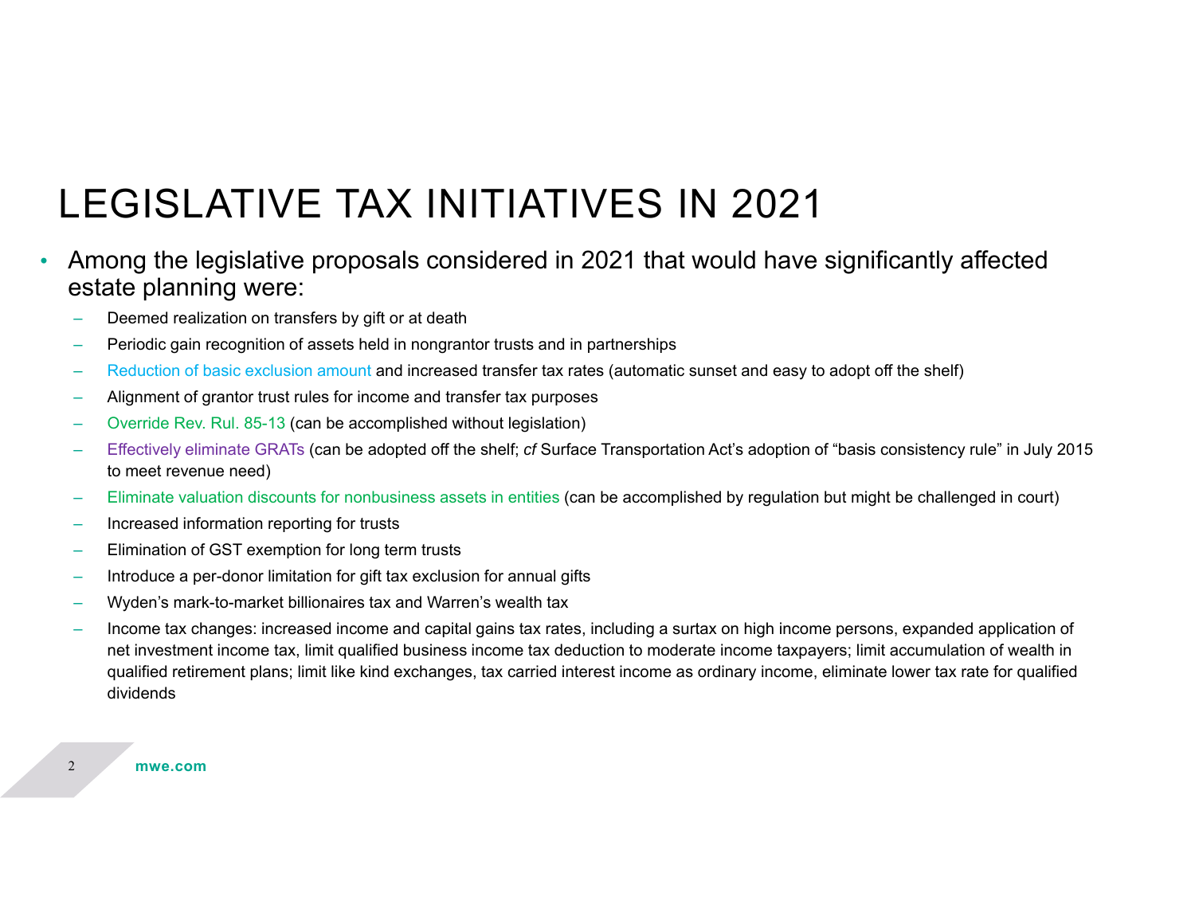# LEGISLATIVE TAX INITIATIVES IN 2021

- Among the legislative proposals considered in 2021 that would have significantly affected estate planning were:
  - Deemed realization on transfers by gift or at death
  - Periodic gain recognition of assets held in nongrantor trusts and in partnerships
  - Reduction of basic exclusion amount and increased transfer tax rates (automatic sunset and easy to adopt off the shelf)
  - Alignment of grantor trust rules for income and transfer tax purposes
  - Override Rev. Rul. 85-13 (can be accomplished without legislation)
  - Effectively eliminate GRATs (can be adopted off the shelf; *cf* Surface Transportation Act's adoption of "basis consistency rule" in July 2015 to meet revenue need)
  - Eliminate valuation discounts for nonbusiness assets in entities (can be accomplished by regulation but might be challenged in court)
  - Increased information reporting for trusts
  - Elimination of GST exemption for long term trusts
  - Introduce a per-donor limitation for gift tax exclusion for annual gifts
  - Wyden's mark-to-market billionaires tax and Warren's wealth tax
  - Income tax changes: increased income and capital gains tax rates, including a surtax on high income persons, expanded application of net investment income tax, limit qualified business income tax deduction to moderate income taxpayers; limit accumulation of wealth in qualified retirement plans; limit like kind exchanges, tax carried interest income as ordinary income, eliminate lower tax rate for qualified dividends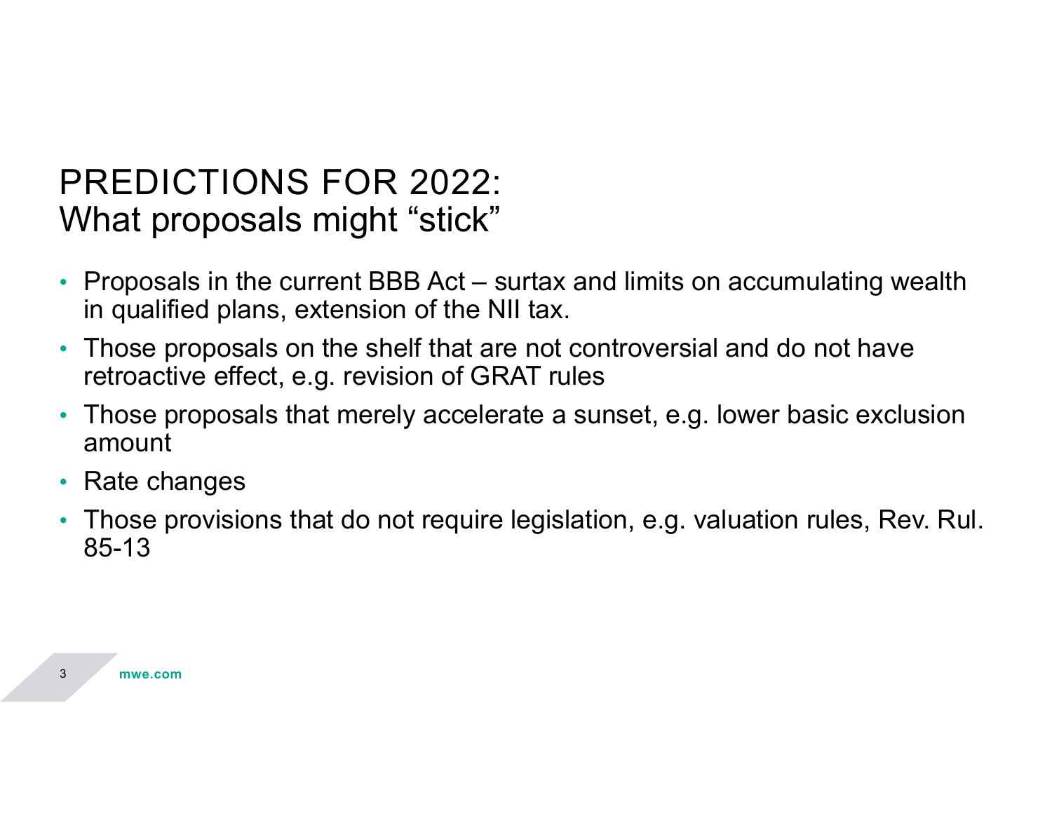# PREDICTIONS FOR 2022: What proposals might "stick"

- Proposals in the current BBB Act – surtax and limits on accumulating wealth in qualified plans, extension of the NII tax.
- Those proposals on the shelf that are not controversial and do not have retroactive effect, e.g. revision of GRAT rules
- Those proposals that merely accelerate a sunset, e.g. lower basic exclusion amount
- Rate changes
- Those provisions that do not require legislation, e.g. valuation rules, Rev. Rul. 85-13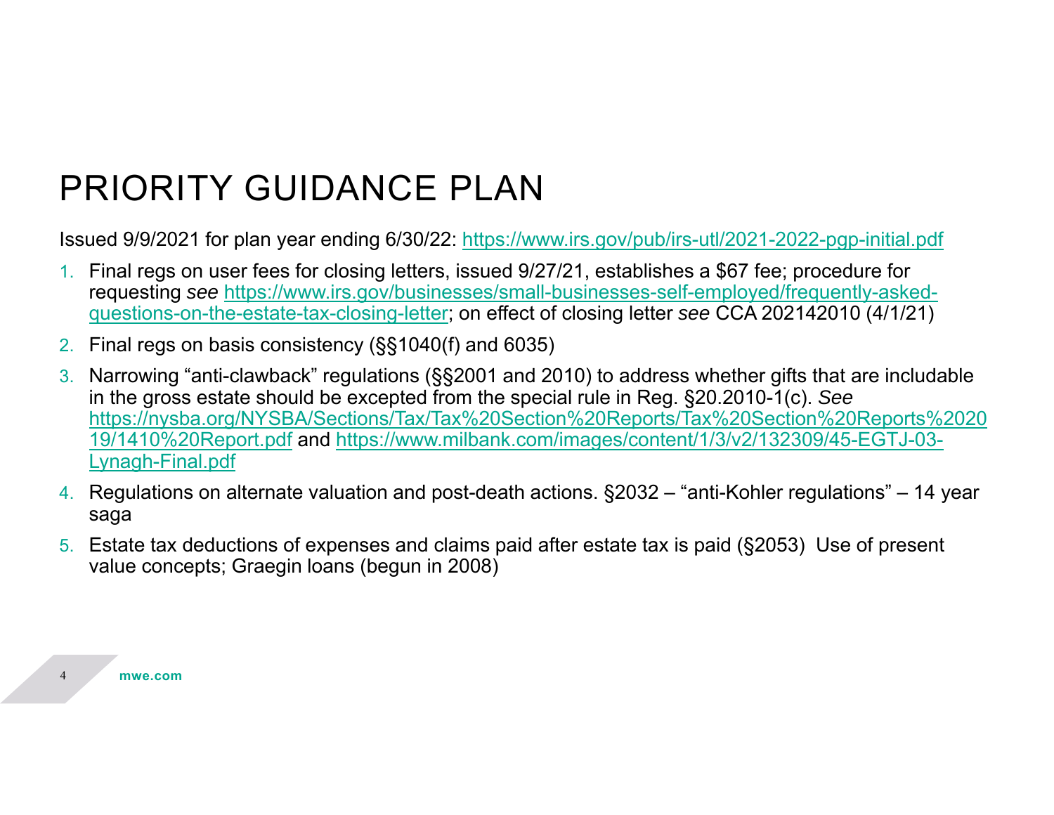# PRIORITY GUIDANCE PLAN

Issued 9/9/2021 for plan year ending 6/30/22: https://www.irs.gov/pub/irs-utl/2021-2022-pgp-initial.pdf

1. Final regs on user fees for closing letters, issued 9/27/21, establishes a $67 fee; procedure for requesting *see* https://www.irs.gov/businesses/small-businesses-self-employed/frequently-asked-questions-on-the-estate-tax-closing-letter; on effect of closing letter *see* CCA 202142010 (4/1/21)
2. Final regs on basis consistency (§§1040(f) and 6035)
3. Narrowing "anti-clawback" regulations (§§2001 and 2010) to address whether gifts that are includable in the gross estate should be excepted from the special rule in Reg. §20.2010-1(c). *See* https://nysba.org/NYSBA/Sections/Tax/Tax%20Section%20Reports/Tax%20Section%20Reports%202019/1410%20Report.pdf and https://www.milbank.com/images/content/1/3/v2/132309/45-EGTJ-03-Lynagh-Final.pdf
4. Regulations on alternate valuation and post-death actions. §2032 – "anti-Kohler regulations" – 14 year saga
5. Estate tax deductions of expenses and claims paid after estate tax is paid (§2053) Use of present value concepts; Graegin loans (begun in 2008)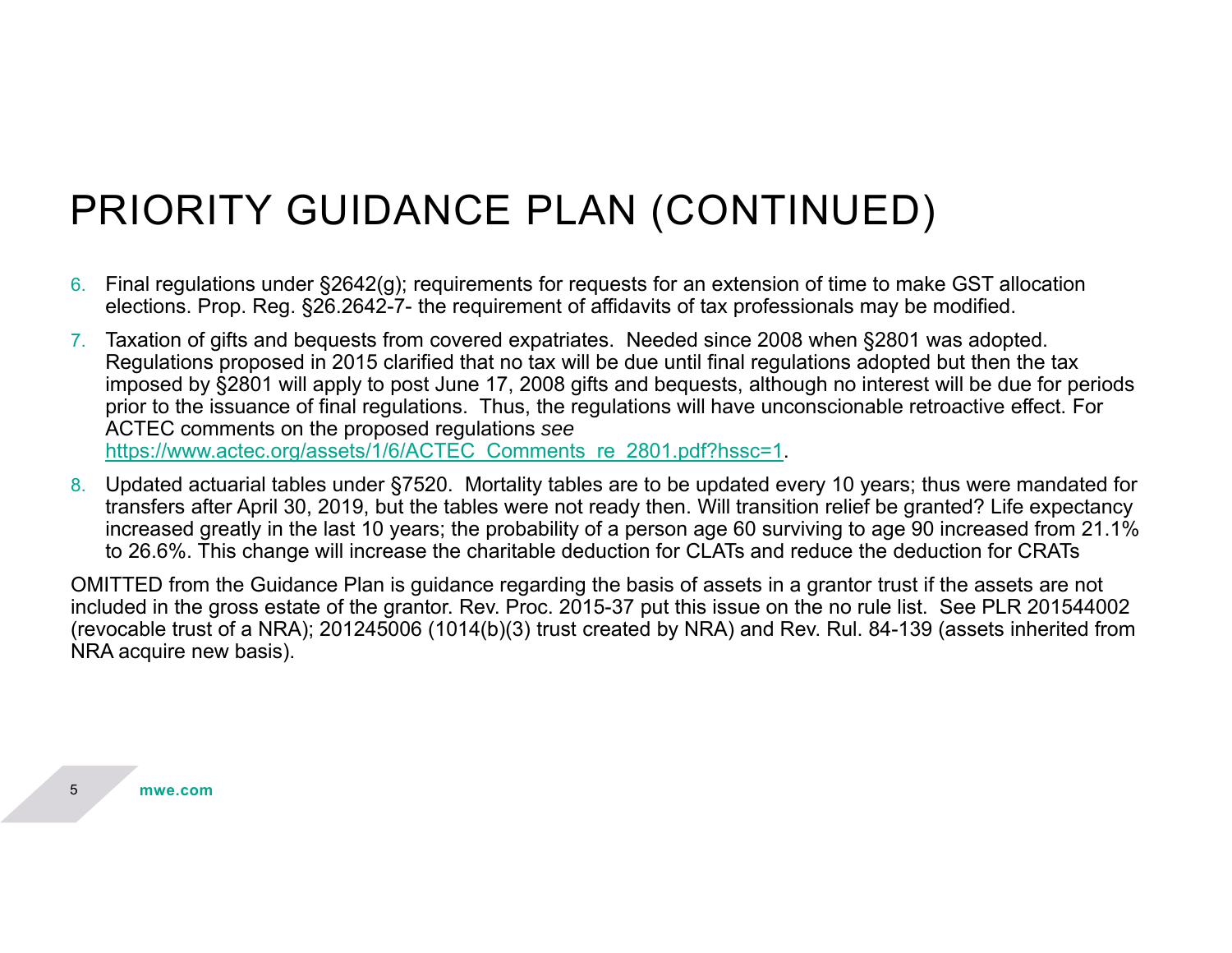# PRIORITY GUIDANCE PLAN (CONTINUED)

6. Final regulations under §2642(g); requirements for requests for an extension of time to make GST allocation elections. Prop. Reg. §26.2642-7- the requirement of affidavits of tax professionals may be modified.

7. Taxation of gifts and bequests from covered expatriates. Needed since 2008 when §2801 was adopted. Regulations proposed in 2015 clarified that no tax will be due until final regulations adopted but then the tax imposed by §2801 will apply to post June 17, 2008 gifts and bequests, although no interest will be due for periods prior to the issuance of final regulations. Thus, the regulations will have unconscionable retroactive effect. For ACTEC comments on the proposed regulations *see* https://www.actec.org/assets/1/6/ACTEC_Comments_re_2801.pdf?hssc=1.

8. Updated actuarial tables under §7520. Mortality tables are to be updated every 10 years; thus were mandated for transfers after April 30, 2019, but the tables were not ready then. Will transition relief be granted? Life expectancy increased greatly in the last 10 years; the probability of a person age 60 surviving to age 90 increased from 21.1% to 26.6%. This change will increase the charitable deduction for CLATs and reduce the deduction for CRATs

OMITTED from the Guidance Plan is guidance regarding the basis of assets in a grantor trust if the assets are not included in the gross estate of the grantor. Rev. Proc. 2015-37 put this issue on the no rule list. See PLR 201544002 (revocable trust of a NRA); 201245006 (1014(b)(3) trust created by NRA) and Rev. Rul. 84-139 (assets inherited from NRA acquire new basis).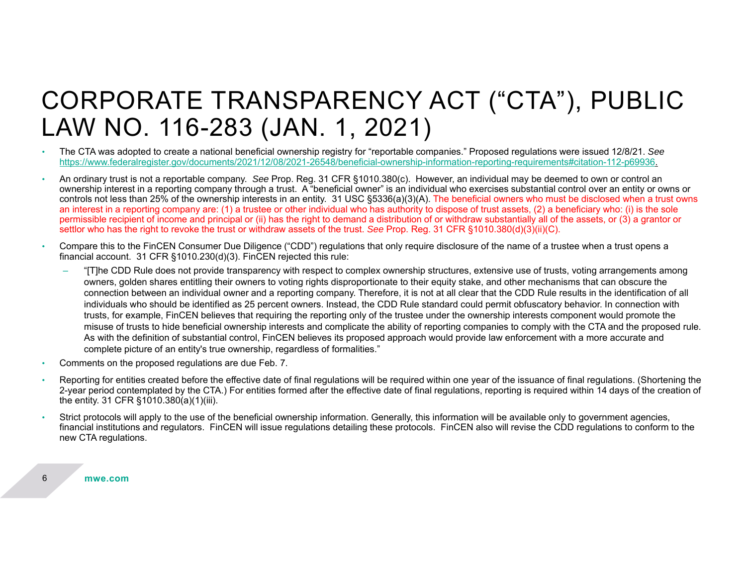# CORPORATE TRANSPARENCY ACT ("CTA"), PUBLIC LAW NO. 116-283 (JAN. 1, 2021)

- The CTA was adopted to create a national beneficial ownership registry for "reportable companies." Proposed regulations were issued 12/8/21. *See* https://www.federalregister.gov/documents/2021/12/08/2021-26548/beneficial-ownership-information-reporting-requirements#citation-112-p69936.
- An ordinary trust is not a reportable company. *See* Prop. Reg. 31 CFR §1010.380(c). However, an individual may be deemed to own or control an ownership interest in a reporting company through a trust. A "beneficial owner" is an individual who exercises substantial control over an entity or owns or controls not less than 25% of the ownership interests in an entity. 31 USC §5336(a)(3)(A). The beneficial owners who must be disclosed when a trust owns an interest in a reporting company are: (1) a trustee or other individual who has authority to dispose of trust assets, (2) a beneficiary who: (i) is the sole permissible recipient of income and principal or (ii) has the right to demand a distribution of or withdraw substantially all of the assets, or (3) a grantor or settlor who has the right to revoke the trust or withdraw assets of the trust. *See* Prop. Reg. 31 CFR §1010.380(d)(3)(ii)(C).
- Compare this to the FinCEN Consumer Due Diligence ("CDD") regulations that only require disclosure of the name of a trustee when a trust opens a financial account. 31 CFR §1010.230(d)(3). FinCEN rejected this rule:
  - "[T]he CDD Rule does not provide transparency with respect to complex ownership structures, extensive use of trusts, voting arrangements among owners, golden shares entitling their owners to voting rights disproportionate to their equity stake, and other mechanisms that can obscure the connection between an individual owner and a reporting company. Therefore, it is not at all clear that the CDD Rule results in the identification of all individuals who should be identified as 25 percent owners. Instead, the CDD Rule standard could permit obfuscatory behavior. In connection with trusts, for example, FinCEN believes that requiring the reporting only of the trustee under the ownership interests component would promote the misuse of trusts to hide beneficial ownership interests and complicate the ability of reporting companies to comply with the CTA and the proposed rule. As with the definition of substantial control, FinCEN believes its proposed approach would provide law enforcement with a more accurate and complete picture of an entity's true ownership, regardless of formalities."
- Comments on the proposed regulations are due Feb. 7.
- Reporting for entities created before the effective date of final regulations will be required within one year of the issuance of final regulations. (Shortening the 2-year period contemplated by the CTA.) For entities formed after the effective date of final regulations, reporting is required within 14 days of the creation of the entity. 31 CFR §1010.380(a)(1)(iii).
- Strict protocols will apply to the use of the beneficial ownership information. Generally, this information will be available only to government agencies, financial institutions and regulators. FinCEN will issue regulations detailing these protocols. FinCEN also will revise the CDD regulations to conform to the new CTA regulations.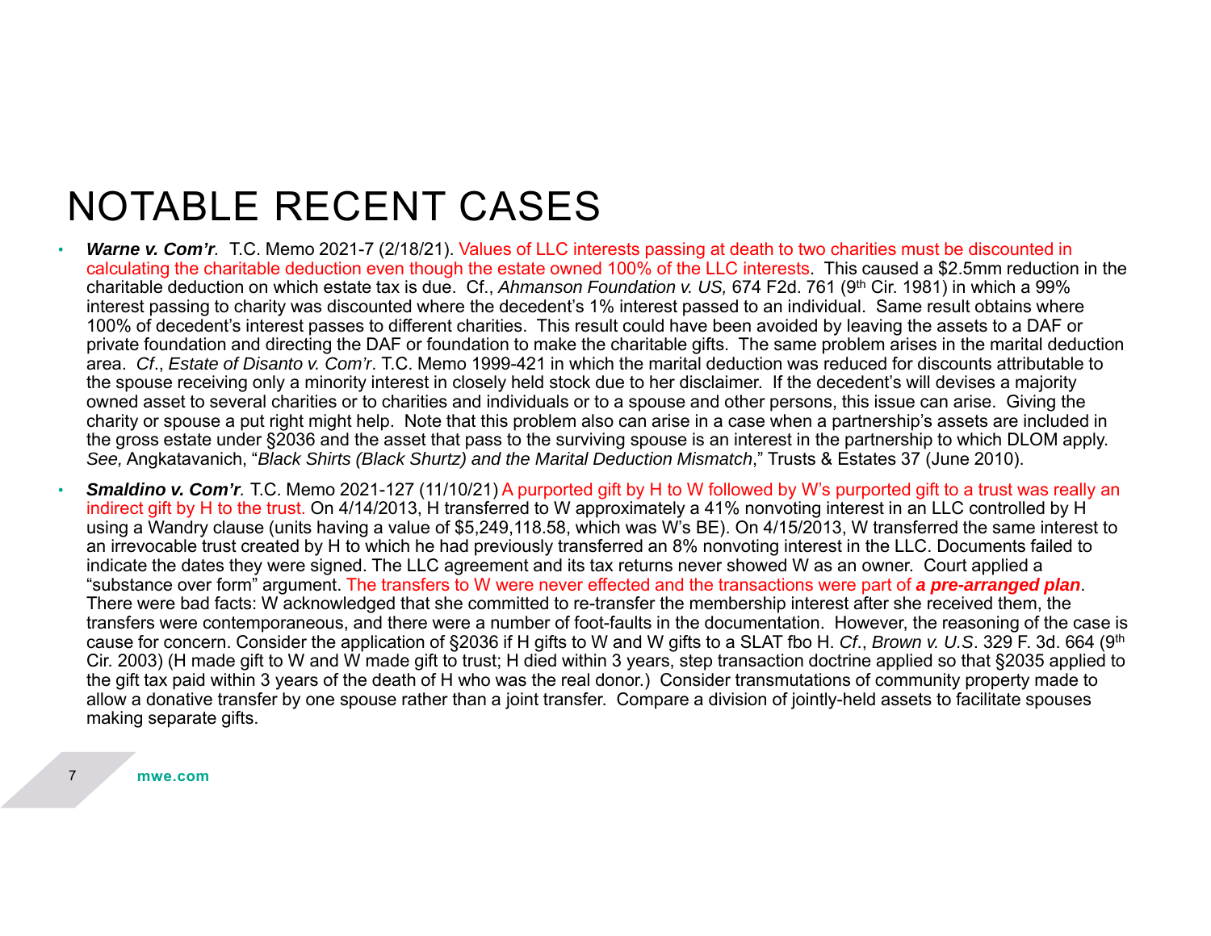# NOTABLE RECENT CASES

- ***Warne v. Com'r****.* T.C. Memo 2021-7 (2/18/21). Values of LLC interests passing at death to two charities must be discounted in calculating the charitable deduction even though the estate owned 100% of the LLC interests. This caused a $2.5mm reduction in the charitable deduction on which estate tax is due. Cf., *Ahmanson Foundation v. US,* 674 F2d. 761 (9th Cir. 1981) in which a 99% interest passing to charity was discounted where the decedent's 1% interest passed to an individual. Same result obtains where 100% of decedent's interest passes to different charities. This result could have been avoided by leaving the assets to a DAF or private foundation and directing the DAF or foundation to make the charitable gifts. The same problem arises in the marital deduction area. *Cf*., *Estate of Disanto v. Com'r*. T.C. Memo 1999-421 in which the marital deduction was reduced for discounts attributable to the spouse receiving only a minority interest in closely held stock due to her disclaimer. If the decedent's will devises a majority owned asset to several charities or to charities and individuals or to a spouse and other persons, this issue can arise. Giving the charity or spouse a put right might help. Note that this problem also can arise in a case when a partnership's assets are included in the gross estate under §2036 and the asset that pass to the surviving spouse is an interest in the partnership to which DLOM apply. *See,* Angkatavanich, "*Black Shirts (Black Shurtz) and the Marital Deduction Mismatch*," Trusts & Estates 37 (June 2010).
- ***Smaldino v. Com'r****.* T.C. Memo 2021-127 (11/10/21) A purported gift by H to W followed by W's purported gift to a trust was really an indirect gift by H to the trust. On 4/14/2013, H transferred to W approximately a 41% nonvoting interest in an LLC controlled by H using a Wandry clause (units having a value of $5,249,118.58, which was W's BE). On 4/15/2013, W transferred the same interest to an irrevocable trust created by H to which he had previously transferred an 8% nonvoting interest in the LLC. Documents failed to indicate the dates they were signed. The LLC agreement and its tax returns never showed W as an owner. Court applied a "substance over form" argument. The transfers to W were never effected and the transactions were part of ***a pre-arranged plan***. There were bad facts: W acknowledged that she committed to re-transfer the membership interest after she received them, the transfers were contemporaneous, and there were a number of foot-faults in the documentation. However, the reasoning of the case is cause for concern. Consider the application of §2036 if H gifts to W and W gifts to a SLAT fbo H. *Cf*., *Brown v. U.S*. 329 F. 3d. 664 (9th Cir. 2003) (H made gift to W and W made gift to trust; H died within 3 years, step transaction doctrine applied so that §2035 applied to the gift tax paid within 3 years of the death of H who was the real donor.) Consider transmutations of community property made to allow a donative transfer by one spouse rather than a joint transfer. Compare a division of jointly-held assets to facilitate spouses making separate gifts.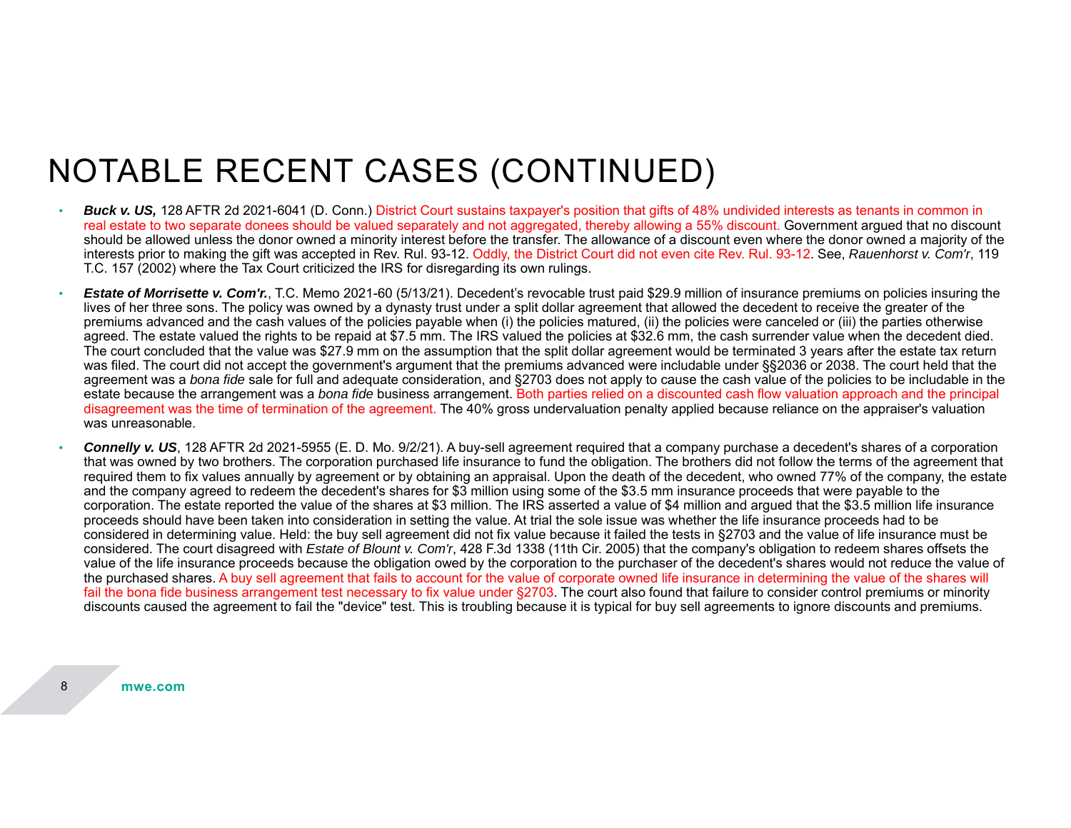# NOTABLE RECENT CASES (CONTINUED)

- ***Buck v. US,*** 128 AFTR 2d 2021-6041 (D. Conn.) District Court sustains taxpayer's position that gifts of 48% undivided interests as tenants in common in real estate to two separate donees should be valued separately and not aggregated, thereby allowing a 55% discount. Government argued that no discount should be allowed unless the donor owned a minority interest before the transfer. The allowance of a discount even where the donor owned a majority of the interests prior to making the gift was accepted in Rev. Rul. 93-12. Oddly, the District Court did not even cite Rev. Rul. 93-12. See, *Rauenhorst v. Com'r*, 119 T.C. 157 (2002) where the Tax Court criticized the IRS for disregarding its own rulings.

- ***Estate of Morrisette v. Com'r.***, T.C. Memo 2021-60 (5/13/21). Decedent's revocable trust paid $29.9 million of insurance premiums on policies insuring the lives of her three sons. The policy was owned by a dynasty trust under a split dollar agreement that allowed the decedent to receive the greater of the premiums advanced and the cash values of the policies payable when (i) the policies matured, (ii) the policies were canceled or (iii) the parties otherwise agreed. The estate valued the rights to be repaid at $7.5 mm. The IRS valued the policies at $32.6 mm, the cash surrender value when the decedent died. The court concluded that the value was $27.9 mm on the assumption that the split dollar agreement would be terminated 3 years after the estate tax return was filed. The court did not accept the government's argument that the premiums advanced were includable under §§2036 or 2038. The court held that the agreement was a *bona fide* sale for full and adequate consideration, and §2703 does not apply to cause the cash value of the policies to be includable in the estate because the arrangement was a *bona fide* business arrangement. Both parties relied on a discounted cash flow valuation approach and the principal disagreement was the time of termination of the agreement. The 40% gross undervaluation penalty applied because reliance on the appraiser's valuation was unreasonable.

- ***Connelly v. US***, 128 AFTR 2d 2021-5955 (E. D. Mo. 9/2/21). A buy-sell agreement required that a company purchase a decedent's shares of a corporation that was owned by two brothers. The corporation purchased life insurance to fund the obligation. The brothers did not follow the terms of the agreement that required them to fix values annually by agreement or by obtaining an appraisal. Upon the death of the decedent, who owned 77% of the company, the estate and the company agreed to redeem the decedent's shares for $3 million using some of the $3.5 mm insurance proceeds that were payable to the corporation. The estate reported the value of the shares at $3 million. The IRS asserted a value of $4 million and argued that the $3.5 million life insurance proceeds should have been taken into consideration in setting the value. At trial the sole issue was whether the life insurance proceeds had to be considered in determining value. Held: the buy sell agreement did not fix value because it failed the tests in §2703 and the value of life insurance must be considered. The court disagreed with *Estate of Blount v. Com'r*, 428 F.3d 1338 (11th Cir. 2005) that the company's obligation to redeem shares offsets the value of the life insurance proceeds because the obligation owed by the corporation to the purchaser of the decedent's shares would not reduce the value of the purchased shares. A buy sell agreement that fails to account for the value of corporate owned life insurance in determining the value of the shares will fail the bona fide business arrangement test necessary to fix value under §2703. The court also found that failure to consider control premiums or minority discounts caused the agreement to fail the "device" test. This is troubling because it is typical for buy sell agreements to ignore discounts and premiums.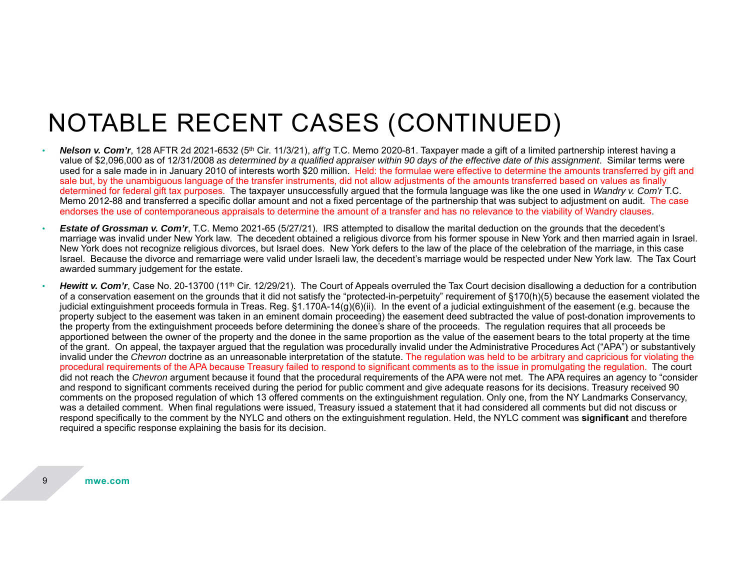# NOTABLE RECENT CASES (CONTINUED)

- ***Nelson v. Com'r***, 128 AFTR 2d 2021-6532 (5th Cir. 11/3/21), *aff'g* T.C. Memo 2020-81. Taxpayer made a gift of a limited partnership interest having a value of $2,096,000 as of 12/31/2008 *as determined by a qualified appraiser within 90 days of the effective date of this assignment*. Similar terms were used for a sale made in in January 2010 of interests worth $20 million. Held: the formulae were effective to determine the amounts transferred by gift and sale but, by the unambiguous language of the transfer instruments, did not allow adjustments of the amounts transferred based on values as finally determined for federal gift tax purposes. The taxpayer unsuccessfully argued that the formula language was like the one used in *Wandry v. Com'r* T.C. Memo 2012-88 and transferred a specific dollar amount and not a fixed percentage of the partnership that was subject to adjustment on audit. The case endorses the use of contemporaneous appraisals to determine the amount of a transfer and has no relevance to the viability of Wandry clauses.
- ***Estate of Grossman v. Com'r***, T.C. Memo 2021-65 (5/27/21). IRS attempted to disallow the marital deduction on the grounds that the decedent's marriage was invalid under New York law. The decedent obtained a religious divorce from his former spouse in New York and then married again in Israel. New York does not recognize religious divorces, but Israel does. New York defers to the law of the place of the celebration of the marriage, in this case Israel. Because the divorce and remarriage were valid under Israeli law, the decedent's marriage would be respected under New York law. The Tax Court awarded summary judgement for the estate.
- ***Hewitt v. Com'r***, Case No. 20-13700 (11th Cir. 12/29/21). The Court of Appeals overruled the Tax Court decision disallowing a deduction for a contribution of a conservation easement on the grounds that it did not satisfy the "protected-in-perpetuity" requirement of §170(h)(5) because the easement violated the judicial extinguishment proceeds formula in Treas. Reg. §1.170A-14(g)(6)(ii). In the event of a judicial extinguishment of the easement (e.g. because the property subject to the easement was taken in an eminent domain proceeding) the easement deed subtracted the value of post-donation improvements to the property from the extinguishment proceeds before determining the donee's share of the proceeds. The regulation requires that all proceeds be apportioned between the owner of the property and the donee in the same proportion as the value of the easement bears to the total property at the time of the grant. On appeal, the taxpayer argued that the regulation was procedurally invalid under the Administrative Procedures Act ("APA") or substantively invalid under the *Chevron* doctrine as an unreasonable interpretation of the statute. The regulation was held to be arbitrary and capricious for violating the procedural requirements of the APA because Treasury failed to respond to significant comments as to the issue in promulgating the regulation. The court did not reach the *Chevron* argument because it found that the procedural requirements of the APA were not met. The APA requires an agency to "consider and respond to significant comments received during the period for public comment and give adequate reasons for its decisions. Treasury received 90 comments on the proposed regulation of which 13 offered comments on the extinguishment regulation. Only one, from the NY Landmarks Conservancy, was a detailed comment. When final regulations were issued, Treasury issued a statement that it had considered all comments but did not discuss or respond specifically to the comment by the NYLC and others on the extinguishment regulation. Held, the NYLC comment was **significant** and therefore required a specific response explaining the basis for its decision.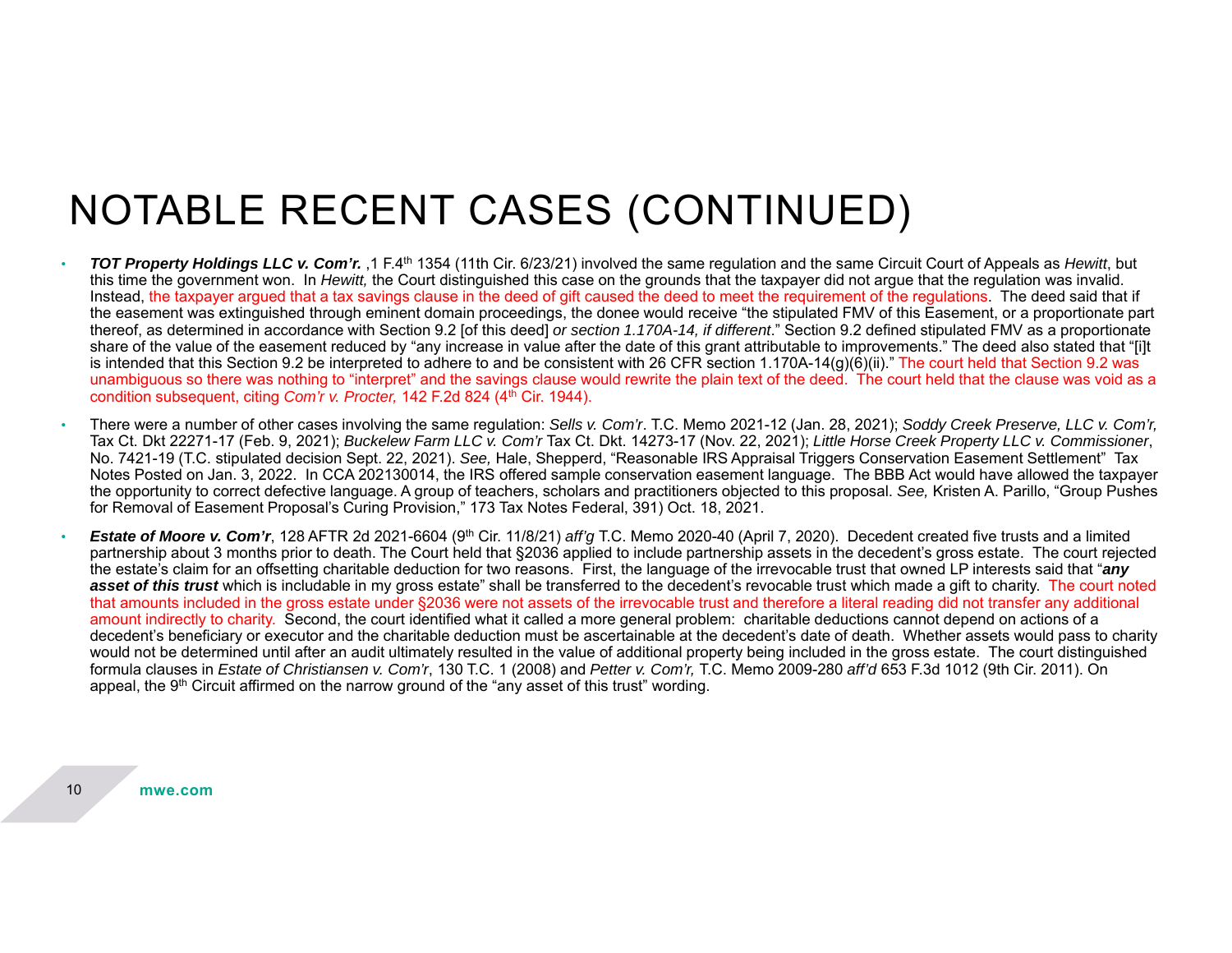# NOTABLE RECENT CASES (CONTINUED)

- ***TOT Property Holdings LLC v. Com'r.*** ,1 F.4th 1354 (11th Cir. 6/23/21) involved the same regulation and the same Circuit Court of Appeals as *Hewitt*, but this time the government won. In *Hewitt,* the Court distinguished this case on the grounds that the taxpayer did not argue that the regulation was invalid. Instead, the taxpayer argued that a tax savings clause in the deed of gift caused the deed to meet the requirement of the regulations. The deed said that if the easement was extinguished through eminent domain proceedings, the donee would receive "the stipulated FMV of this Easement, or a proportionate part thereof, as determined in accordance with Section 9.2 [of this deed] *or section 1.170A-14, if different*." Section 9.2 defined stipulated FMV as a proportionate share of the value of the easement reduced by "any increase in value after the date of this grant attributable to improvements." The deed also stated that "[i]t is intended that this Section 9.2 be interpreted to adhere to and be consistent with 26 CFR section 1.170A-14(g)(6)(ii)." The court held that Section 9.2 was unambiguous so there was nothing to "interpret" and the savings clause would rewrite the plain text of the deed. The court held that the clause was void as a condition subsequent, citing *Com'r v. Procter,* 142 F.2d 824 (4th Cir. 1944).

- There were a number of other cases involving the same regulation: *Sells v. Com'r*. T.C. Memo 2021-12 (Jan. 28, 2021); *Soddy Creek Preserve, LLC v. Com'r,* Tax Ct. Dkt 22271-17 (Feb. 9, 2021); *Buckelew Farm LLC v. Com'r* Tax Ct. Dkt. 14273-17 (Nov. 22, 2021); *Little Horse Creek Property LLC v. Commissioner*, No. 7421-19 (T.C. stipulated decision Sept. 22, 2021). *See,* Hale, Shepperd, "Reasonable IRS Appraisal Triggers Conservation Easement Settlement" Tax Notes Posted on Jan. 3, 2022. In CCA 202130014, the IRS offered sample conservation easement language. The BBB Act would have allowed the taxpayer the opportunity to correct defective language. A group of teachers, scholars and practitioners objected to this proposal. *See,* Kristen A. Parillo, "Group Pushes for Removal of Easement Proposal's Curing Provision," 173 Tax Notes Federal, 391) Oct. 18, 2021.

- ***Estate of Moore v. Com'r***, 128 AFTR 2d 2021-6604 (9th Cir. 11/8/21) *aff'g* T.C. Memo 2020-40 (April 7, 2020). Decedent created five trusts and a limited partnership about 3 months prior to death. The Court held that §2036 applied to include partnership assets in the decedent's gross estate. The court rejected the estate's claim for an offsetting charitable deduction for two reasons. First, the language of the irrevocable trust that owned LP interests said that "***any asset of this trust*** which is includable in my gross estate" shall be transferred to the decedent's revocable trust which made a gift to charity. The court noted that amounts included in the gross estate under §2036 were not assets of the irrevocable trust and therefore a literal reading did not transfer any additional amount indirectly to charity. Second, the court identified what it called a more general problem: charitable deductions cannot depend on actions of a decedent's beneficiary or executor and the charitable deduction must be ascertainable at the decedent's date of death. Whether assets would pass to charity would not be determined until after an audit ultimately resulted in the value of additional property being included in the gross estate. The court distinguished formula clauses in *Estate of Christiansen v. Com'r*, 130 T.C. 1 (2008) and *Petter v. Com'r,* T.C. Memo 2009-280 *aff'd* 653 F.3d 1012 (9th Cir. 2011). On appeal, the 9th Circuit affirmed on the narrow ground of the "any asset of this trust" wording.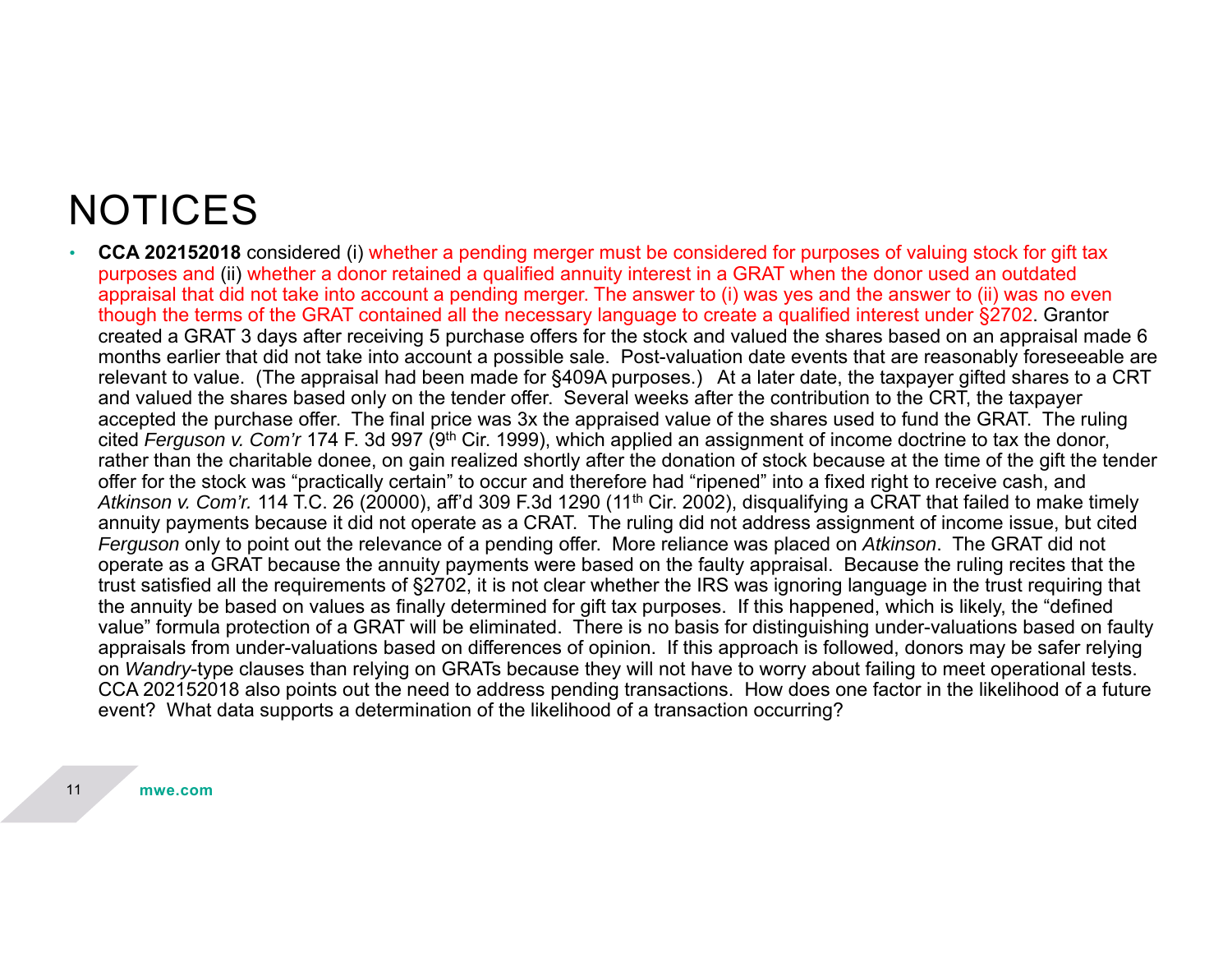# NOTICES

- **CCA 202152018** considered (i) whether a pending merger must be considered for purposes of valuing stock for gift tax purposes and (ii) whether a donor retained a qualified annuity interest in a GRAT when the donor used an outdated appraisal that did not take into account a pending merger. The answer to (i) was yes and the answer to (ii) was no even though the terms of the GRAT contained all the necessary language to create a qualified interest under §2702. Grantor created a GRAT 3 days after receiving 5 purchase offers for the stock and valued the shares based on an appraisal made 6 months earlier that did not take into account a possible sale. Post-valuation date events that are reasonably foreseeable are relevant to value. (The appraisal had been made for §409A purposes.) At a later date, the taxpayer gifted shares to a CRT and valued the shares based only on the tender offer. Several weeks after the contribution to the CRT, the taxpayer accepted the purchase offer. The final price was 3x the appraised value of the shares used to fund the GRAT. The ruling cited *Ferguson v. Com'r* 174 F. 3d 997 (9th Cir. 1999), which applied an assignment of income doctrine to tax the donor, rather than the charitable donee, on gain realized shortly after the donation of stock because at the time of the gift the tender offer for the stock was "practically certain" to occur and therefore had "ripened" into a fixed right to receive cash, and *Atkinson v. Com'r.* 114 T.C. 26 (20000), aff'd 309 F.3d 1290 (11th Cir. 2002), disqualifying a CRAT that failed to make timely annuity payments because it did not operate as a CRAT. The ruling did not address assignment of income issue, but cited *Ferguson* only to point out the relevance of a pending offer. More reliance was placed on *Atkinson*. The GRAT did not operate as a GRAT because the annuity payments were based on the faulty appraisal. Because the ruling recites that the trust satisfied all the requirements of §2702, it is not clear whether the IRS was ignoring language in the trust requiring that the annuity be based on values as finally determined for gift tax purposes. If this happened, which is likely, the "defined value" formula protection of a GRAT will be eliminated. There is no basis for distinguishing under-valuations based on faulty appraisals from under-valuations based on differences of opinion. If this approach is followed, donors may be safer relying on *Wandry*-type clauses than relying on GRATs because they will not have to worry about failing to meet operational tests. CCA 202152018 also points out the need to address pending transactions. How does one factor in the likelihood of a future event? What data supports a determination of the likelihood of a transaction occurring?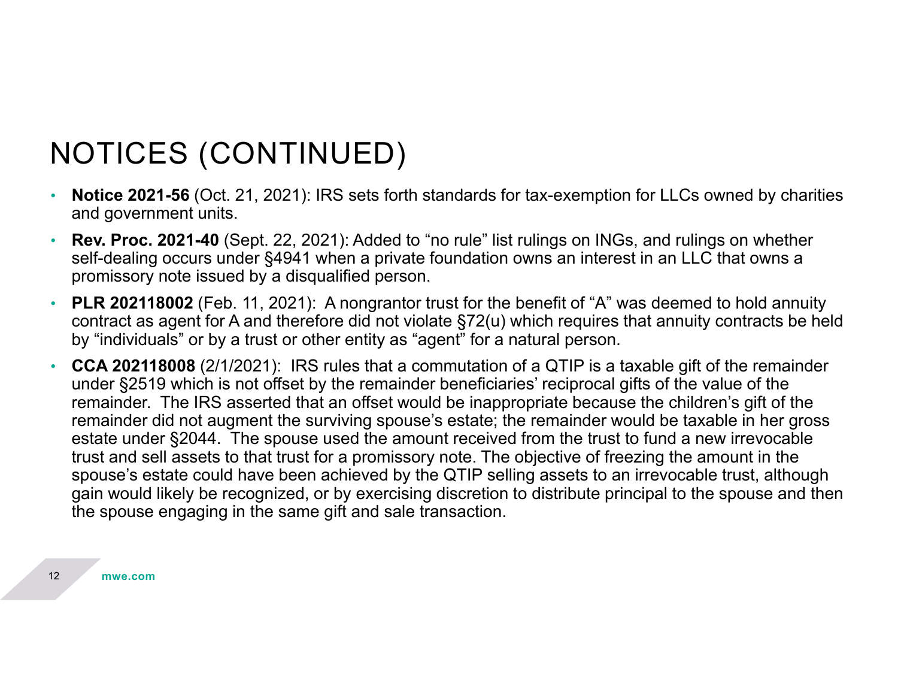# NOTICES (CONTINUED)

- **Notice 2021-56** (Oct. 21, 2021): IRS sets forth standards for tax-exemption for LLCs owned by charities and government units.
- **Rev. Proc. 2021-40** (Sept. 22, 2021): Added to "no rule" list rulings on INGs, and rulings on whether self-dealing occurs under §4941 when a private foundation owns an interest in an LLC that owns a promissory note issued by a disqualified person.
- **PLR 202118002** (Feb. 11, 2021): A nongrantor trust for the benefit of "A" was deemed to hold annuity contract as agent for A and therefore did not violate §72(u) which requires that annuity contracts be held by "individuals" or by a trust or other entity as "agent" for a natural person.
- **CCA 202118008** (2/1/2021): IRS rules that a commutation of a QTIP is a taxable gift of the remainder under §2519 which is not offset by the remainder beneficiaries' reciprocal gifts of the value of the remainder. The IRS asserted that an offset would be inappropriate because the children's gift of the remainder did not augment the surviving spouse's estate; the remainder would be taxable in her gross estate under §2044. The spouse used the amount received from the trust to fund a new irrevocable trust and sell assets to that trust for a promissory note. The objective of freezing the amount in the spouse's estate could have been achieved by the QTIP selling assets to an irrevocable trust, although gain would likely be recognized, or by exercising discretion to distribute principal to the spouse and then the spouse engaging in the same gift and sale transaction.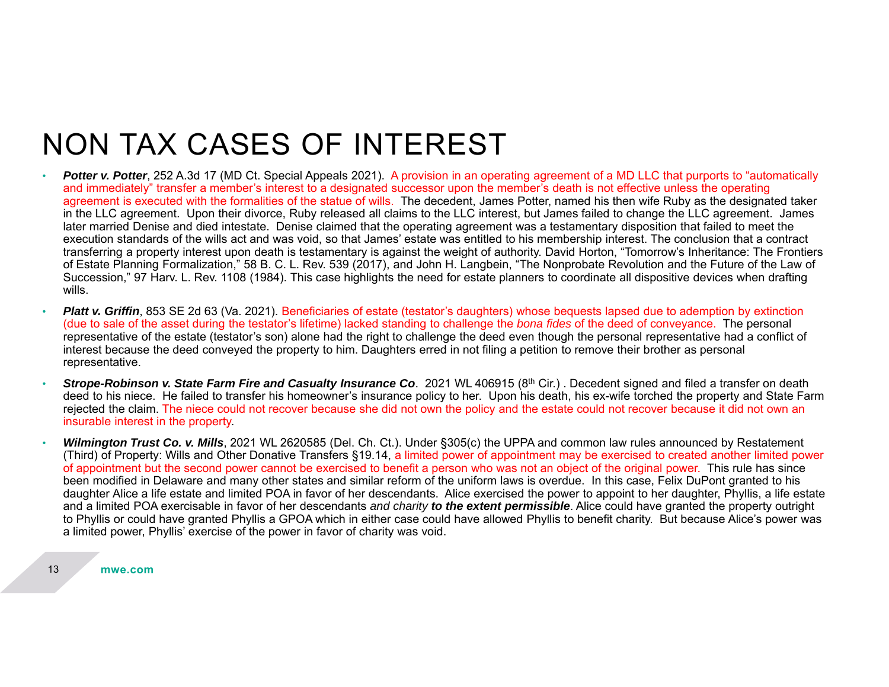# NON TAX CASES OF INTEREST

- ***Potter v. Potter***, 252 A.3d 17 (MD Ct. Special Appeals 2021). A provision in an operating agreement of a MD LLC that purports to "automatically and immediately" transfer a member's interest to a designated successor upon the member's death is not effective unless the operating agreement is executed with the formalities of the statue of wills. The decedent, James Potter, named his then wife Ruby as the designated taker in the LLC agreement. Upon their divorce, Ruby released all claims to the LLC interest, but James failed to change the LLC agreement. James later married Denise and died intestate. Denise claimed that the operating agreement was a testamentary disposition that failed to meet the execution standards of the wills act and was void, so that James' estate was entitled to his membership interest. The conclusion that a contract transferring a property interest upon death is testamentary is against the weight of authority. David Horton, "Tomorrow's Inheritance: The Frontiers of Estate Planning Formalization," 58 B. C. L. Rev. 539 (2017), and John H. Langbein, "The Nonprobate Revolution and the Future of the Law of Succession," 97 Harv. L. Rev. 1108 (1984). This case highlights the need for estate planners to coordinate all dispositive devices when drafting wills.
- ***Platt v. Griffin***, 853 SE 2d 63 (Va. 2021). Beneficiaries of estate (testator's daughters) whose bequests lapsed due to ademption by extinction (due to sale of the asset during the testator's lifetime) lacked standing to challenge the *bona fides* of the deed of conveyance. The personal representative of the estate (testator's son) alone had the right to challenge the deed even though the personal representative had a conflict of interest because the deed conveyed the property to him. Daughters erred in not filing a petition to remove their brother as personal representative.
- ***Strope-Robinson v. State Farm Fire and Casualty Insurance Co***. 2021 WL 406915 (8th Cir.) . Decedent signed and filed a transfer on death deed to his niece. He failed to transfer his homeowner's insurance policy to her. Upon his death, his ex-wife torched the property and State Farm rejected the claim. The niece could not recover because she did not own the policy and the estate could not recover because it did not own an insurable interest in the property.
- ***Wilmington Trust Co. v. Mills***, 2021 WL 2620585 (Del. Ch. Ct.). Under §305(c) the UPPA and common law rules announced by Restatement (Third) of Property: Wills and Other Donative Transfers §19.14, a limited power of appointment may be exercised to created another limited power of appointment but the second power cannot be exercised to benefit a person who was not an object of the original power. This rule has since been modified in Delaware and many other states and similar reform of the uniform laws is overdue. In this case, Felix DuPont granted to his daughter Alice a life estate and limited POA in favor of her descendants. Alice exercised the power to appoint to her daughter, Phyllis, a life estate and a limited POA exercisable in favor of her descendants *and charity* ***to the extent permissible***. Alice could have granted the property outright to Phyllis or could have granted Phyllis a GPOA which in either case could have allowed Phyllis to benefit charity. But because Alice's power was a limited power, Phyllis' exercise of the power in favor of charity was void.